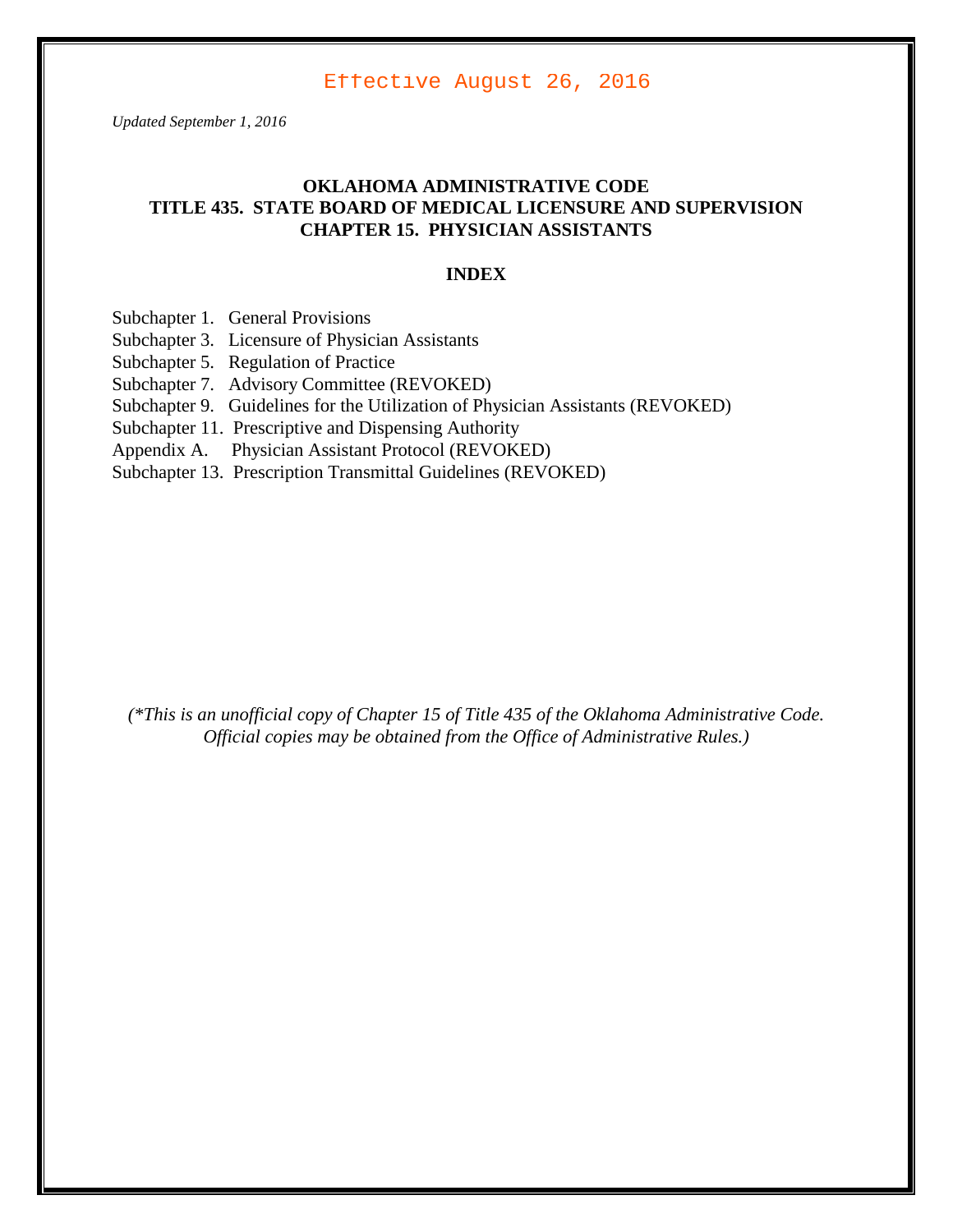Effective August 26, 2016

*Updated September 1, 2016*

# OKLAHOMA ADMINISTRATIVE CODE
# TITLE 435. STATE BOARD OF MEDICAL LICENSURE AND SUPERVISION
# CHAPTER 15. PHYSICIAN ASSISTANTS

## INDEX

Subchapter 1. General Provisions
Subchapter 3. Licensure of Physician Assistants
Subchapter 5. Regulation of Practice
Subchapter 7. Advisory Committee (REVOKED)
Subchapter 9. Guidelines for the Utilization of Physician Assistants (REVOKED)
Subchapter 11. Prescriptive and Dispensing Authority
Appendix A. Physician Assistant Protocol (REVOKED)
Subchapter 13. Prescription Transmittal Guidelines (REVOKED)

*(\*This is an unofficial copy of Chapter 15 of Title 435 of the Oklahoma Administrative Code. Official copies may be obtained from the Office of Administrative Rules.)*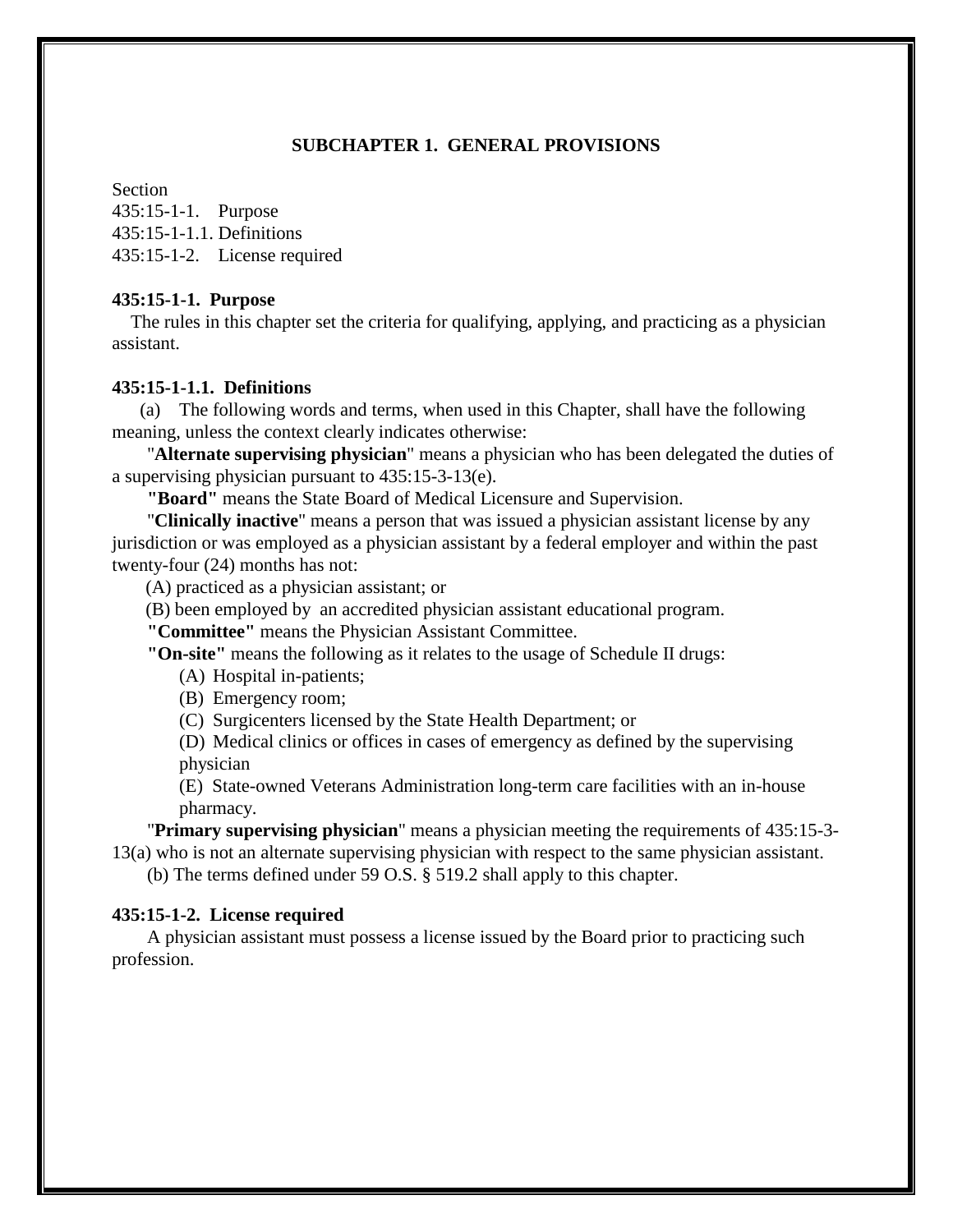## SUBCHAPTER 1. GENERAL PROVISIONS

Section
435:15-1-1. Purpose
435:15-1-1.1. Definitions
435:15-1-2. License required

### 435:15-1-1. Purpose

The rules in this chapter set the criteria for qualifying, applying, and practicing as a physician assistant.

### 435:15-1-1.1. Definitions

(a) The following words and terms, when used in this Chapter, shall have the following meaning, unless the context clearly indicates otherwise:

"**Alternate supervising physician**" means a physician who has been delegated the duties of a supervising physician pursuant to 435:15-3-13(e).

**"Board"** means the State Board of Medical Licensure and Supervision.

"**Clinically inactive**" means a person that was issued a physician assistant license by any jurisdiction or was employed as a physician assistant by a federal employer and within the past twenty-four (24) months has not:

(A) practiced as a physician assistant; or

(B) been employed by an accredited physician assistant educational program.

**"Committee"** means the Physician Assistant Committee.

**"On-site"** means the following as it relates to the usage of Schedule II drugs:

(A) Hospital in-patients;

(B) Emergency room;

(C) Surgicenters licensed by the State Health Department; or

(D) Medical clinics or offices in cases of emergency as defined by the supervising physician

(E) State-owned Veterans Administration long-term care facilities with an in-house pharmacy.

"**Primary supervising physician**" means a physician meeting the requirements of 435:15-3-13(a) who is not an alternate supervising physician with respect to the same physician assistant.

(b) The terms defined under 59 O.S. § 519.2 shall apply to this chapter.

### 435:15-1-2. License required

A physician assistant must possess a license issued by the Board prior to practicing such profession.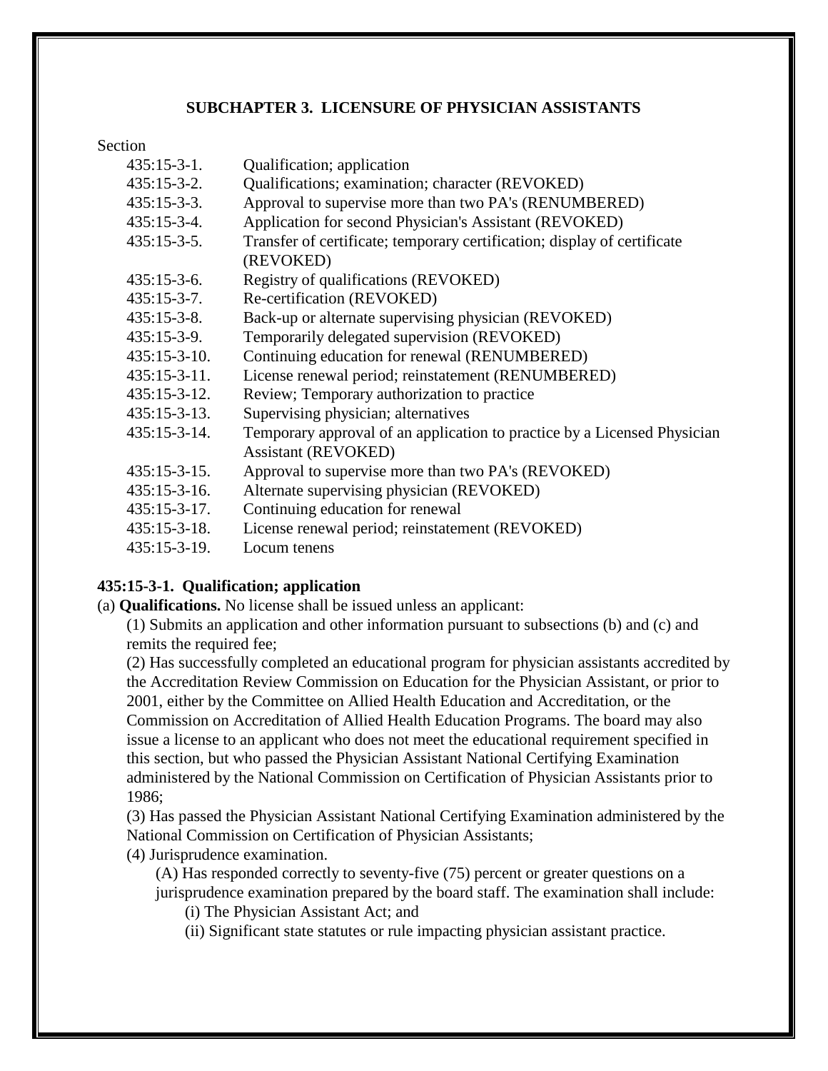## SUBCHAPTER 3. LICENSURE OF PHYSICIAN ASSISTANTS

Section

| | |
|---|---|
| 435:15-3-1. | Qualification; application |
| 435:15-3-2. | Qualifications; examination; character (REVOKED) |
| 435:15-3-3. | Approval to supervise more than two PA's (RENUMBERED) |
| 435:15-3-4. | Application for second Physician's Assistant (REVOKED) |
| 435:15-3-5. | Transfer of certificate; temporary certification; display of certificate (REVOKED) |
| 435:15-3-6. | Registry of qualifications (REVOKED) |
| 435:15-3-7. | Re-certification (REVOKED) |
| 435:15-3-8. | Back-up or alternate supervising physician (REVOKED) |
| 435:15-3-9. | Temporarily delegated supervision (REVOKED) |
| 435:15-3-10. | Continuing education for renewal (RENUMBERED) |
| 435:15-3-11. | License renewal period; reinstatement (RENUMBERED) |
| 435:15-3-12. | Review; Temporary authorization to practice |
| 435:15-3-13. | Supervising physician; alternatives |
| 435:15-3-14. | Temporary approval of an application to practice by a Licensed Physician Assistant (REVOKED) |
| 435:15-3-15. | Approval to supervise more than two PA's (REVOKED) |
| 435:15-3-16. | Alternate supervising physician (REVOKED) |
| 435:15-3-17. | Continuing education for renewal |
| 435:15-3-18. | License renewal period; reinstatement (REVOKED) |
| 435:15-3-19. | Locum tenens |

### 435:15-3-1. Qualification; application

(a) **Qualifications.** No license shall be issued unless an applicant:

(1) Submits an application and other information pursuant to subsections (b) and (c) and remits the required fee;

(2) Has successfully completed an educational program for physician assistants accredited by the Accreditation Review Commission on Education for the Physician Assistant, or prior to 2001, either by the Committee on Allied Health Education and Accreditation, or the Commission on Accreditation of Allied Health Education Programs. The board may also issue a license to an applicant who does not meet the educational requirement specified in this section, but who passed the Physician Assistant National Certifying Examination administered by the National Commission on Certification of Physician Assistants prior to 1986;

(3) Has passed the Physician Assistant National Certifying Examination administered by the National Commission on Certification of Physician Assistants;

(4) Jurisprudence examination.

(A) Has responded correctly to seventy-five (75) percent or greater questions on a jurisprudence examination prepared by the board staff. The examination shall include:

(i) The Physician Assistant Act; and

(ii) Significant state statutes or rule impacting physician assistant practice.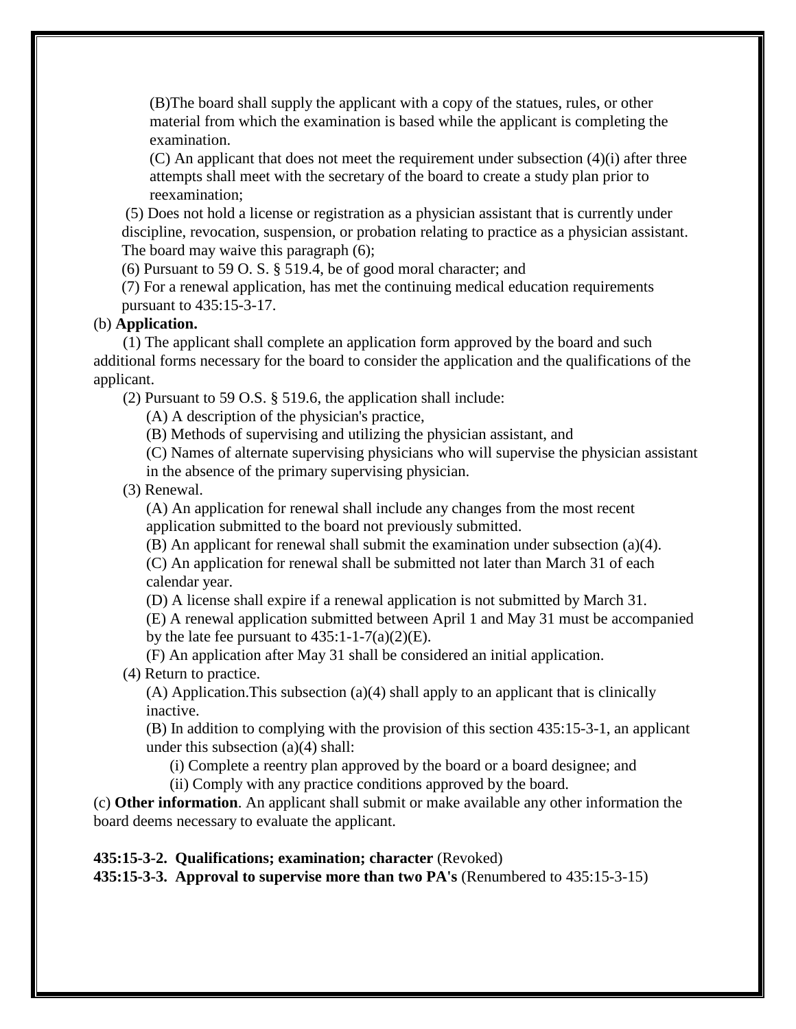(B)The board shall supply the applicant with a copy of the statues, rules, or other material from which the examination is based while the applicant is completing the examination.

(C) An applicant that does not meet the requirement under subsection (4)(i) after three attempts shall meet with the secretary of the board to create a study plan prior to reexamination;

(5) Does not hold a license or registration as a physician assistant that is currently under discipline, revocation, suspension, or probation relating to practice as a physician assistant. The board may waive this paragraph (6);

(6) Pursuant to 59 O. S. § 519.4, be of good moral character; and

(7) For a renewal application, has met the continuing medical education requirements pursuant to 435:15-3-17.

(b) **Application.**

(1) The applicant shall complete an application form approved by the board and such additional forms necessary for the board to consider the application and the qualifications of the applicant.

(2) Pursuant to 59 O.S. § 519.6, the application shall include:

(A) A description of the physician's practice,

(B) Methods of supervising and utilizing the physician assistant, and

(C) Names of alternate supervising physicians who will supervise the physician assistant in the absence of the primary supervising physician.

(3) Renewal.

(A) An application for renewal shall include any changes from the most recent application submitted to the board not previously submitted.

(B) An applicant for renewal shall submit the examination under subsection (a)(4).

(C) An application for renewal shall be submitted not later than March 31 of each calendar year.

(D) A license shall expire if a renewal application is not submitted by March 31.

(E) A renewal application submitted between April 1 and May 31 must be accompanied by the late fee pursuant to 435:1-1-7(a)(2)(E).

(F) An application after May 31 shall be considered an initial application.

(4) Return to practice.

(A) Application.This subsection (a)(4) shall apply to an applicant that is clinically inactive.

(B) In addition to complying with the provision of this section 435:15-3-1, an applicant under this subsection (a)(4) shall:

(i) Complete a reentry plan approved by the board or a board designee; and

(ii) Comply with any practice conditions approved by the board.

(c) **Other information**. An applicant shall submit or make available any other information the board deems necessary to evaluate the applicant.

**435:15-3-2. Qualifications; examination; character** (Revoked)

**435:15-3-3. Approval to supervise more than two PA's** (Renumbered to 435:15-3-15)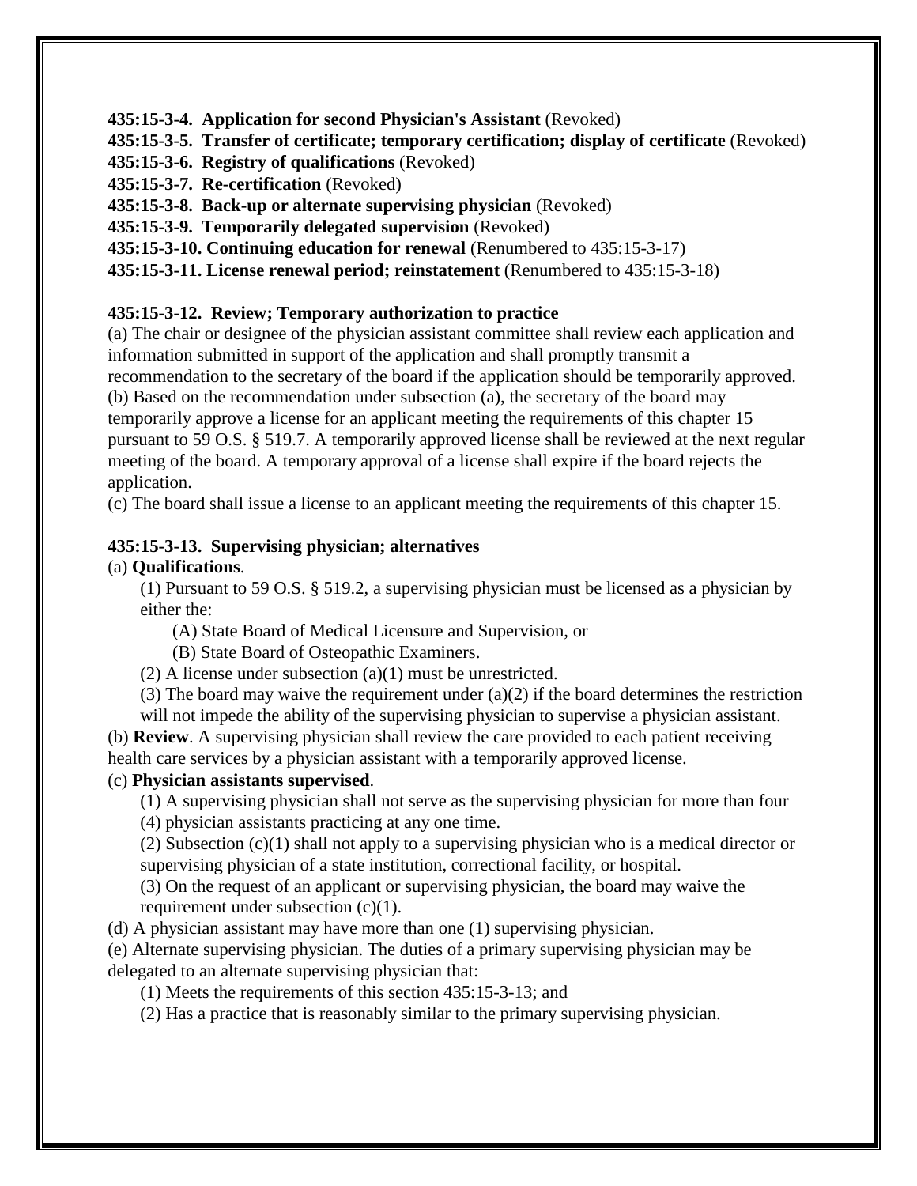**435:15-3-4. Application for second Physician's Assistant** (Revoked)

**435:15-3-5. Transfer of certificate; temporary certification; display of certificate** (Revoked)

**435:15-3-6. Registry of qualifications** (Revoked)

**435:15-3-7. Re-certification** (Revoked)

**435:15-3-8. Back-up or alternate supervising physician** (Revoked)

**435:15-3-9. Temporarily delegated supervision** (Revoked)

**435:15-3-10. Continuing education for renewal** (Renumbered to 435:15-3-17)

**435:15-3-11. License renewal period; reinstatement** (Renumbered to 435:15-3-18)

**435:15-3-12. Review; Temporary authorization to practice**

(a) The chair or designee of the physician assistant committee shall review each application and information submitted in support of the application and shall promptly transmit a recommendation to the secretary of the board if the application should be temporarily approved.

(b) Based on the recommendation under subsection (a), the secretary of the board may temporarily approve a license for an applicant meeting the requirements of this chapter 15 pursuant to 59 O.S. § 519.7. A temporarily approved license shall be reviewed at the next regular meeting of the board. A temporary approval of a license shall expire if the board rejects the application.

(c) The board shall issue a license to an applicant meeting the requirements of this chapter 15.

**435:15-3-13. Supervising physician; alternatives**

(a) **Qualifications**.

(1) Pursuant to 59 O.S. § 519.2, a supervising physician must be licensed as a physician by either the:

(A) State Board of Medical Licensure and Supervision, or

(B) State Board of Osteopathic Examiners.

(2) A license under subsection (a)(1) must be unrestricted.

(3) The board may waive the requirement under (a)(2) if the board determines the restriction will not impede the ability of the supervising physician to supervise a physician assistant.

(b) **Review**. A supervising physician shall review the care provided to each patient receiving health care services by a physician assistant with a temporarily approved license.

(c) **Physician assistants supervised**.

(1) A supervising physician shall not serve as the supervising physician for more than four (4) physician assistants practicing at any one time.

(2) Subsection (c)(1) shall not apply to a supervising physician who is a medical director or supervising physician of a state institution, correctional facility, or hospital.

(3) On the request of an applicant or supervising physician, the board may waive the requirement under subsection (c)(1).

(d) A physician assistant may have more than one (1) supervising physician.

(e) Alternate supervising physician. The duties of a primary supervising physician may be delegated to an alternate supervising physician that:

(1) Meets the requirements of this section 435:15-3-13; and

(2) Has a practice that is reasonably similar to the primary supervising physician.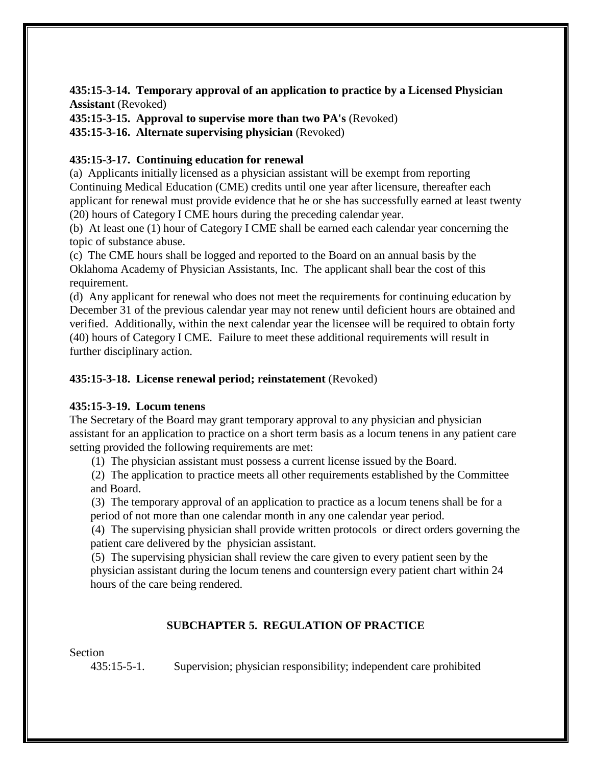**435:15-3-14. Temporary approval of an application to practice by a Licensed Physician Assistant** (Revoked)

**435:15-3-15. Approval to supervise more than two PA's** (Revoked)

**435:15-3-16. Alternate supervising physician** (Revoked)

**435:15-3-17. Continuing education for renewal**

(a) Applicants initially licensed as a physician assistant will be exempt from reporting Continuing Medical Education (CME) credits until one year after licensure, thereafter each applicant for renewal must provide evidence that he or she has successfully earned at least twenty (20) hours of Category I CME hours during the preceding calendar year.

(b) At least one (1) hour of Category I CME shall be earned each calendar year concerning the topic of substance abuse.

(c) The CME hours shall be logged and reported to the Board on an annual basis by the Oklahoma Academy of Physician Assistants, Inc. The applicant shall bear the cost of this requirement.

(d) Any applicant for renewal who does not meet the requirements for continuing education by December 31 of the previous calendar year may not renew until deficient hours are obtained and verified. Additionally, within the next calendar year the licensee will be required to obtain forty (40) hours of Category I CME. Failure to meet these additional requirements will result in further disciplinary action.

**435:15-3-18. License renewal period; reinstatement** (Revoked)

**435:15-3-19. Locum tenens**

The Secretary of the Board may grant temporary approval to any physician and physician assistant for an application to practice on a short term basis as a locum tenens in any patient care setting provided the following requirements are met:

(1) The physician assistant must possess a current license issued by the Board.

(2) The application to practice meets all other requirements established by the Committee and Board.

(3) The temporary approval of an application to practice as a locum tenens shall be for a period of not more than one calendar month in any one calendar year period.

(4) The supervising physician shall provide written protocols or direct orders governing the patient care delivered by the physician assistant.

(5) The supervising physician shall review the care given to every patient seen by the physician assistant during the locum tenens and countersign every patient chart within 24 hours of the care being rendered.

## SUBCHAPTER 5. REGULATION OF PRACTICE

Section

435:15-5-1. Supervision; physician responsibility; independent care prohibited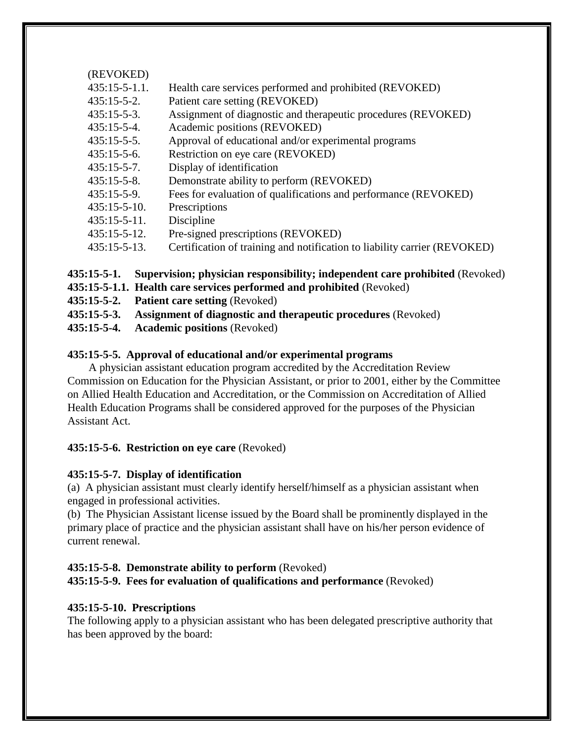(REVOKED)

| | |
|---|---|
| 435:15-5-1.1. | Health care services performed and prohibited (REVOKED) |
| 435:15-5-2. | Patient care setting (REVOKED) |
| 435:15-5-3. | Assignment of diagnostic and therapeutic procedures (REVOKED) |
| 435:15-5-4. | Academic positions (REVOKED) |
| 435:15-5-5. | Approval of educational and/or experimental programs |
| 435:15-5-6. | Restriction on eye care (REVOKED) |
| 435:15-5-7. | Display of identification |
| 435:15-5-8. | Demonstrate ability to perform (REVOKED) |
| 435:15-5-9. | Fees for evaluation of qualifications and performance (REVOKED) |
| 435:15-5-10. | Prescriptions |
| 435:15-5-11. | Discipline |
| 435:15-5-12. | Pre-signed prescriptions (REVOKED) |
| 435:15-5-13. | Certification of training and notification to liability carrier (REVOKED) |

**435:15-5-1. Supervision; physician responsibility; independent care prohibited** (Revoked)
**435:15-5-1.1. Health care services performed and prohibited** (Revoked)
**435:15-5-2. Patient care setting** (Revoked)
**435:15-5-3. Assignment of diagnostic and therapeutic procedures** (Revoked)
**435:15-5-4. Academic positions** (Revoked)

**435:15-5-5. Approval of educational and/or experimental programs**

A physician assistant education program accredited by the Accreditation Review Commission on Education for the Physician Assistant, or prior to 2001, either by the Committee on Allied Health Education and Accreditation, or the Commission on Accreditation of Allied Health Education Programs shall be considered approved for the purposes of the Physician Assistant Act.

**435:15-5-6. Restriction on eye care** (Revoked)

**435:15-5-7. Display of identification**

(a) A physician assistant must clearly identify herself/himself as a physician assistant when engaged in professional activities.
(b) The Physician Assistant license issued by the Board shall be prominently displayed in the primary place of practice and the physician assistant shall have on his/her person evidence of current renewal.

**435:15-5-8. Demonstrate ability to perform** (Revoked)
**435:15-5-9. Fees for evaluation of qualifications and performance** (Revoked)

**435:15-5-10. Prescriptions**

The following apply to a physician assistant who has been delegated prescriptive authority that has been approved by the board: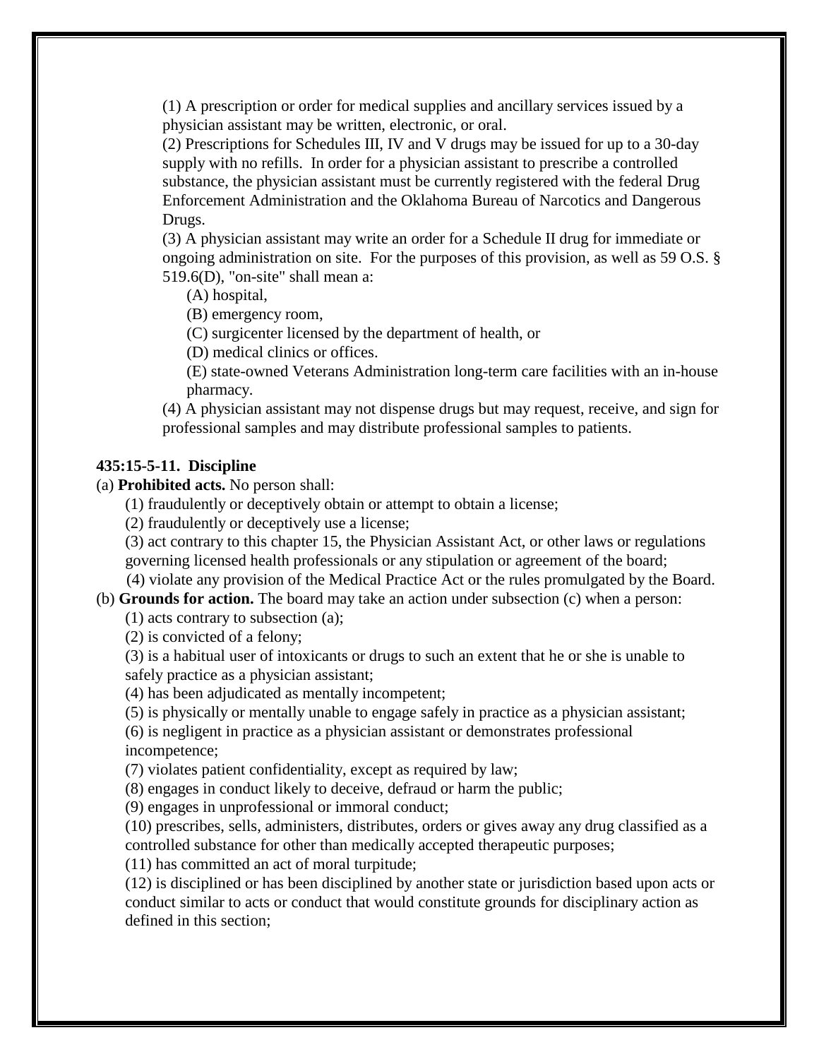(1) A prescription or order for medical supplies and ancillary services issued by a physician assistant may be written, electronic, or oral.

(2) Prescriptions for Schedules III, IV and V drugs may be issued for up to a 30-day supply with no refills. In order for a physician assistant to prescribe a controlled substance, the physician assistant must be currently registered with the federal Drug Enforcement Administration and the Oklahoma Bureau of Narcotics and Dangerous Drugs.

(3) A physician assistant may write an order for a Schedule II drug for immediate or ongoing administration on site. For the purposes of this provision, as well as 59 O.S. § 519.6(D), "on-site" shall mean a:

(A) hospital,

(B) emergency room,

(C) surgicenter licensed by the department of health, or

(D) medical clinics or offices.

(E) state-owned Veterans Administration long-term care facilities with an in-house pharmacy.

(4) A physician assistant may not dispense drugs but may request, receive, and sign for professional samples and may distribute professional samples to patients.

**435:15-5-11. Discipline**

(a) **Prohibited acts.** No person shall:

(1) fraudulently or deceptively obtain or attempt to obtain a license;

(2) fraudulently or deceptively use a license;

(3) act contrary to this chapter 15, the Physician Assistant Act, or other laws or regulations governing licensed health professionals or any stipulation or agreement of the board;

(4) violate any provision of the Medical Practice Act or the rules promulgated by the Board.

(b) **Grounds for action.** The board may take an action under subsection (c) when a person:

(1) acts contrary to subsection (a);

(2) is convicted of a felony;

(3) is a habitual user of intoxicants or drugs to such an extent that he or she is unable to safely practice as a physician assistant;

(4) has been adjudicated as mentally incompetent;

(5) is physically or mentally unable to engage safely in practice as a physician assistant;

(6) is negligent in practice as a physician assistant or demonstrates professional incompetence;

(7) violates patient confidentiality, except as required by law;

(8) engages in conduct likely to deceive, defraud or harm the public;

(9) engages in unprofessional or immoral conduct;

(10) prescribes, sells, administers, distributes, orders or gives away any drug classified as a controlled substance for other than medically accepted therapeutic purposes;

(11) has committed an act of moral turpitude;

(12) is disciplined or has been disciplined by another state or jurisdiction based upon acts or conduct similar to acts or conduct that would constitute grounds for disciplinary action as defined in this section;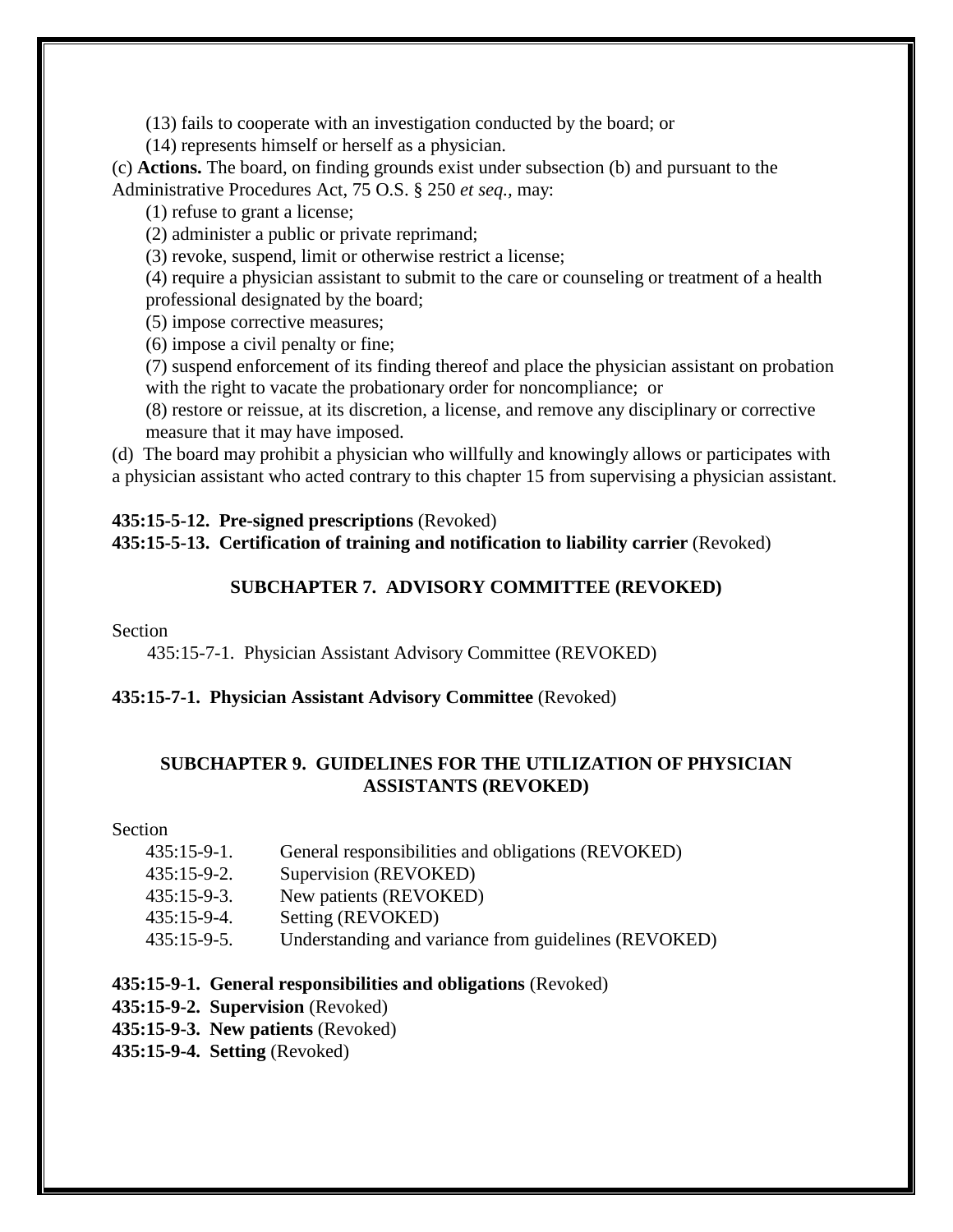(13) fails to cooperate with an investigation conducted by the board; or

(14) represents himself or herself as a physician.

(c) **Actions.** The board, on finding grounds exist under subsection (b) and pursuant to the Administrative Procedures Act, 75 O.S. § 250 *et seq.,* may:

(1) refuse to grant a license;

(2) administer a public or private reprimand;

(3) revoke, suspend, limit or otherwise restrict a license;

(4) require a physician assistant to submit to the care or counseling or treatment of a health professional designated by the board;

(5) impose corrective measures;

(6) impose a civil penalty or fine;

(7) suspend enforcement of its finding thereof and place the physician assistant on probation with the right to vacate the probationary order for noncompliance; or

(8) restore or reissue, at its discretion, a license, and remove any disciplinary or corrective measure that it may have imposed.

(d) The board may prohibit a physician who willfully and knowingly allows or participates with a physician assistant who acted contrary to this chapter 15 from supervising a physician assistant.

**435:15-5-12. Pre-signed prescriptions** (Revoked)

**435:15-5-13. Certification of training and notification to liability carrier** (Revoked)

## SUBCHAPTER 7. ADVISORY COMMITTEE (REVOKED)

Section

435:15-7-1. Physician Assistant Advisory Committee (REVOKED)

**435:15-7-1. Physician Assistant Advisory Committee** (Revoked)

## SUBCHAPTER 9. GUIDELINES FOR THE UTILIZATION OF PHYSICIAN ASSISTANTS (REVOKED)

Section

435:15-9-1. General responsibilities and obligations (REVOKED)
435:15-9-2. Supervision (REVOKED)
435:15-9-3. New patients (REVOKED)
435:15-9-4. Setting (REVOKED)
435:15-9-5. Understanding and variance from guidelines (REVOKED)

**435:15-9-1. General responsibilities and obligations** (Revoked)

**435:15-9-2. Supervision** (Revoked)

**435:15-9-3. New patients** (Revoked)

**435:15-9-4. Setting** (Revoked)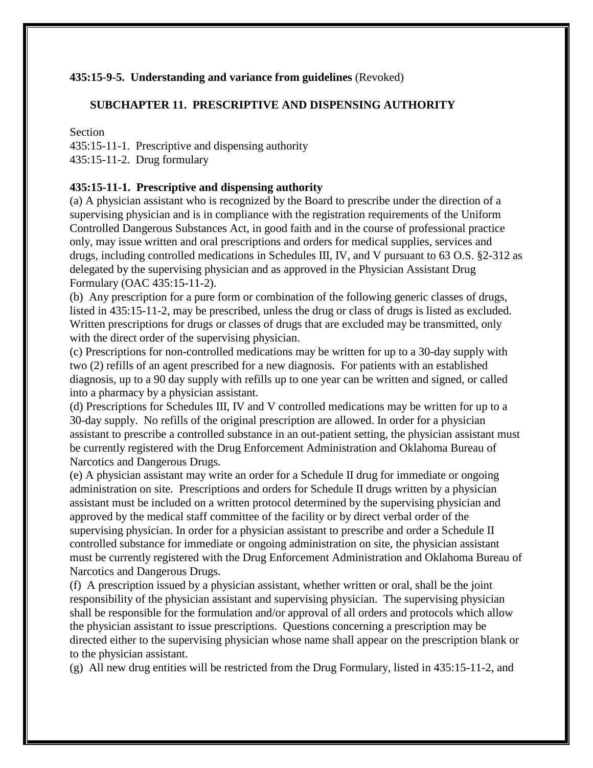**435:15-9-5. Understanding and variance from guidelines** (Revoked)

## SUBCHAPTER 11. PRESCRIPTIVE AND DISPENSING AUTHORITY

Section
435:15-11-1. Prescriptive and dispensing authority
435:15-11-2. Drug formulary

**435:15-11-1. Prescriptive and dispensing authority**

(a) A physician assistant who is recognized by the Board to prescribe under the direction of a supervising physician and is in compliance with the registration requirements of the Uniform Controlled Dangerous Substances Act, in good faith and in the course of professional practice only, may issue written and oral prescriptions and orders for medical supplies, services and drugs, including controlled medications in Schedules III, IV, and V pursuant to 63 O.S. §2-312 as delegated by the supervising physician and as approved in the Physician Assistant Drug Formulary (OAC 435:15-11-2).

(b) Any prescription for a pure form or combination of the following generic classes of drugs, listed in 435:15-11-2, may be prescribed, unless the drug or class of drugs is listed as excluded. Written prescriptions for drugs or classes of drugs that are excluded may be transmitted, only with the direct order of the supervising physician.

(c) Prescriptions for non-controlled medications may be written for up to a 30-day supply with two (2) refills of an agent prescribed for a new diagnosis. For patients with an established diagnosis, up to a 90 day supply with refills up to one year can be written and signed, or called into a pharmacy by a physician assistant.

(d) Prescriptions for Schedules III, IV and V controlled medications may be written for up to a 30-day supply. No refills of the original prescription are allowed. In order for a physician assistant to prescribe a controlled substance in an out-patient setting, the physician assistant must be currently registered with the Drug Enforcement Administration and Oklahoma Bureau of Narcotics and Dangerous Drugs.

(e) A physician assistant may write an order for a Schedule II drug for immediate or ongoing administration on site. Prescriptions and orders for Schedule II drugs written by a physician assistant must be included on a written protocol determined by the supervising physician and approved by the medical staff committee of the facility or by direct verbal order of the supervising physician. In order for a physician assistant to prescribe and order a Schedule II controlled substance for immediate or ongoing administration on site, the physician assistant must be currently registered with the Drug Enforcement Administration and Oklahoma Bureau of Narcotics and Dangerous Drugs.

(f) A prescription issued by a physician assistant, whether written or oral, shall be the joint responsibility of the physician assistant and supervising physician. The supervising physician shall be responsible for the formulation and/or approval of all orders and protocols which allow the physician assistant to issue prescriptions. Questions concerning a prescription may be directed either to the supervising physician whose name shall appear on the prescription blank or to the physician assistant.

(g) All new drug entities will be restricted from the Drug Formulary, listed in 435:15-11-2, and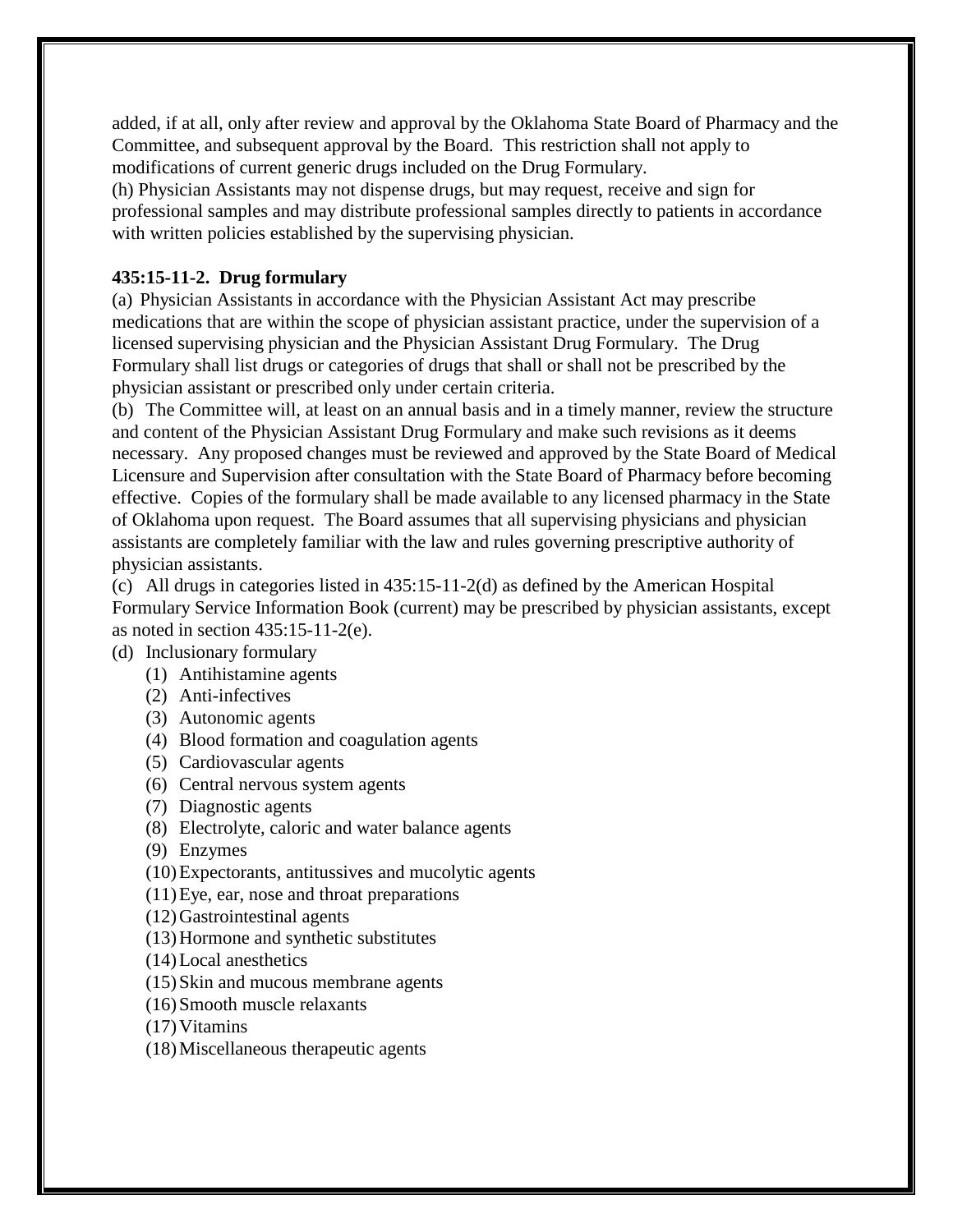added, if at all, only after review and approval by the Oklahoma State Board of Pharmacy and the Committee, and subsequent approval by the Board. This restriction shall not apply to modifications of current generic drugs included on the Drug Formulary.

(h) Physician Assistants may not dispense drugs, but may request, receive and sign for professional samples and may distribute professional samples directly to patients in accordance with written policies established by the supervising physician.

**435:15-11-2. Drug formulary**

(a) Physician Assistants in accordance with the Physician Assistant Act may prescribe medications that are within the scope of physician assistant practice, under the supervision of a licensed supervising physician and the Physician Assistant Drug Formulary. The Drug Formulary shall list drugs or categories of drugs that shall or shall not be prescribed by the physician assistant or prescribed only under certain criteria.

(b) The Committee will, at least on an annual basis and in a timely manner, review the structure and content of the Physician Assistant Drug Formulary and make such revisions as it deems necessary. Any proposed changes must be reviewed and approved by the State Board of Medical Licensure and Supervision after consultation with the State Board of Pharmacy before becoming effective. Copies of the formulary shall be made available to any licensed pharmacy in the State of Oklahoma upon request. The Board assumes that all supervising physicians and physician assistants are completely familiar with the law and rules governing prescriptive authority of physician assistants.

(c) All drugs in categories listed in 435:15-11-2(d) as defined by the American Hospital Formulary Service Information Book (current) may be prescribed by physician assistants, except as noted in section 435:15-11-2(e).

(d) Inclusionary formulary

- (1) Antihistamine agents
- (2) Anti-infectives
- (3) Autonomic agents
- (4) Blood formation and coagulation agents
- (5) Cardiovascular agents
- (6) Central nervous system agents
- (7) Diagnostic agents
- (8) Electrolyte, caloric and water balance agents
- (9) Enzymes
- (10) Expectorants, antitussives and mucolytic agents
- (11) Eye, ear, nose and throat preparations
- (12) Gastrointestinal agents
- (13) Hormone and synthetic substitutes
- (14) Local anesthetics
- (15) Skin and mucous membrane agents
- (16) Smooth muscle relaxants
- (17) Vitamins
- (18) Miscellaneous therapeutic agents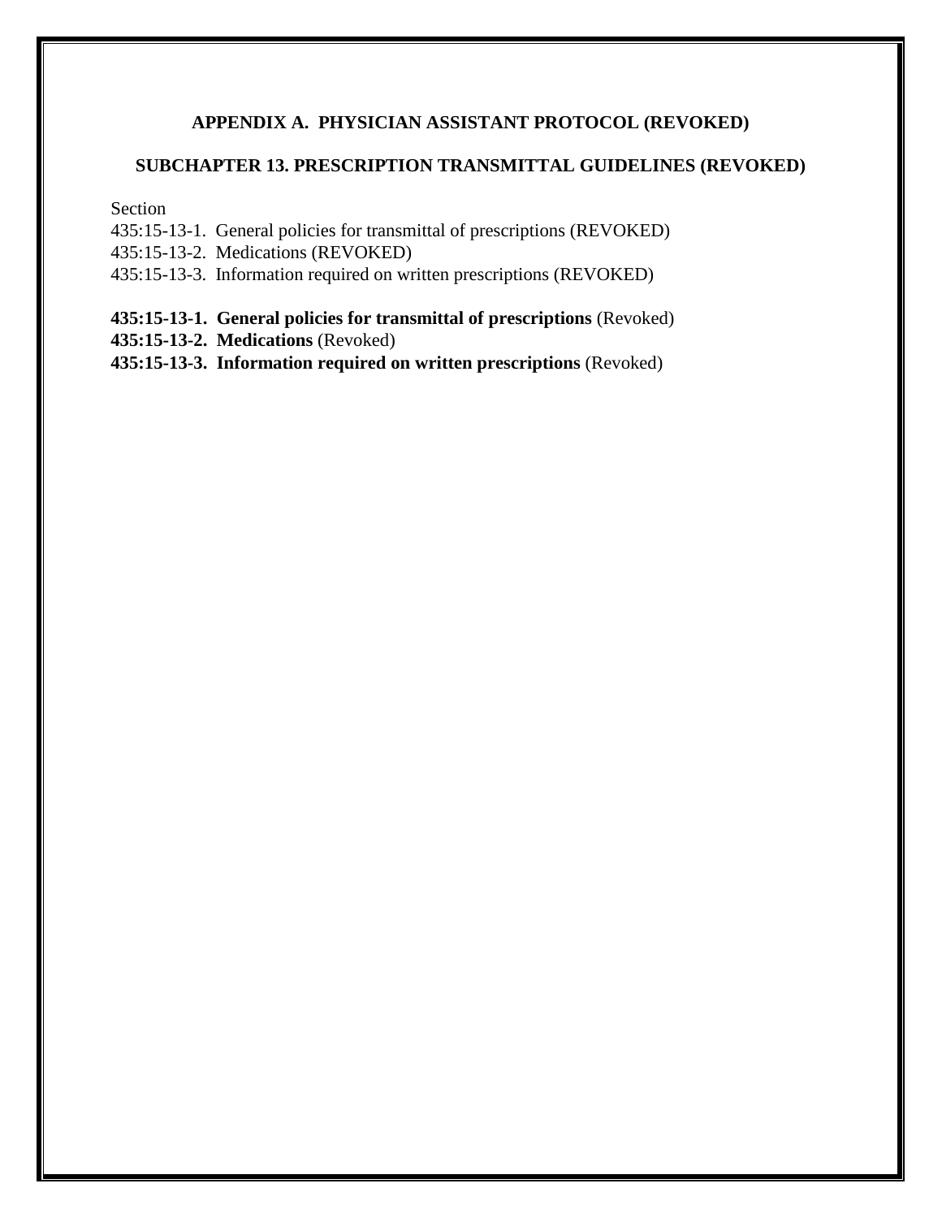## APPENDIX A. PHYSICIAN ASSISTANT PROTOCOL (REVOKED)

## SUBCHAPTER 13. PRESCRIPTION TRANSMITTAL GUIDELINES (REVOKED)

Section
435:15-13-1. General policies for transmittal of prescriptions (REVOKED)
435:15-13-2. Medications (REVOKED)
435:15-13-3. Information required on written prescriptions (REVOKED)

**435:15-13-1. General policies for transmittal of prescriptions** (Revoked)
**435:15-13-2. Medications** (Revoked)
**435:15-13-3. Information required on written prescriptions** (Revoked)